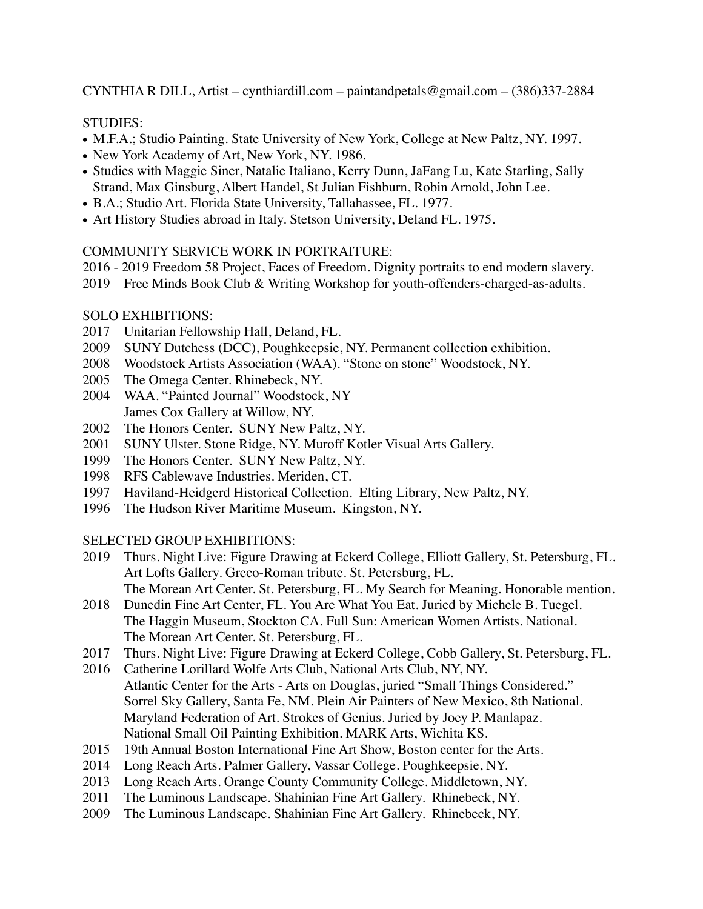CYNTHIA R DILL, Artist – cynthiardill.com – paintandpetals@gmail.com – (386)337-2884

## STUDIES:

- M.F.A.; Studio Painting. State University of New York, College at New Paltz, NY. 1997.
- New York Academy of Art, New York, NY. 1986.
- Studies with Maggie Siner, Natalie Italiano, Kerry Dunn, JaFang Lu, Kate Starling, Sally Strand, Max Ginsburg, Albert Handel, St Julian Fishburn, Robin Arnold, John Lee.
- B.A.; Studio Art. Florida State University, Tallahassee, FL. 1977.
- Art History Studies abroad in Italy. Stetson University, Deland FL. 1975.

## COMMUNITY SERVICE WORK IN PORTRAITURE:

2016 - 2019 Freedom 58 Project, Faces of Freedom. Dignity portraits to end modern slavery.
2019 Free Minds Book Club & Writing Workshop for youth-offenders-charged-as-adults.

## SOLO EXHIBITIONS:

2017 Unitarian Fellowship Hall, Deland, FL.
2009 SUNY Dutchess (DCC), Poughkeepsie, NY. Permanent collection exhibition.
2008 Woodstock Artists Association (WAA). "Stone on stone" Woodstock, NY.
2005 The Omega Center. Rhinebeck, NY.
2004 WAA. "Painted Journal" Woodstock, NY
James Cox Gallery at Willow, NY.
2002 The Honors Center. SUNY New Paltz, NY.
2001 SUNY Ulster. Stone Ridge, NY. Muroff Kotler Visual Arts Gallery.
1999 The Honors Center. SUNY New Paltz, NY.
1998 RFS Cablewave Industries. Meriden, CT.
1997 Haviland-Heidgerd Historical Collection. Elting Library, New Paltz, NY.
1996 The Hudson River Maritime Museum. Kingston, NY.

## SELECTED GROUP EXHIBITIONS:

2019 Thurs. Night Live: Figure Drawing at Eckerd College, Elliott Gallery, St. Petersburg, FL.
Art Lofts Gallery. Greco-Roman tribute. St. Petersburg, FL.
The Morean Art Center. St. Petersburg, FL. My Search for Meaning. Honorable mention.
2018 Dunedin Fine Art Center, FL. You Are What You Eat. Juried by Michele B. Tuegel.
The Haggin Museum, Stockton CA. Full Sun: American Women Artists. National.
The Morean Art Center. St. Petersburg, FL.
2017 Thurs. Night Live: Figure Drawing at Eckerd College, Cobb Gallery, St. Petersburg, FL.
2016 Catherine Lorillard Wolfe Arts Club, National Arts Club, NY, NY.
Atlantic Center for the Arts - Arts on Douglas, juried "Small Things Considered."
Sorrel Sky Gallery, Santa Fe, NM. Plein Air Painters of New Mexico, 8th National.
Maryland Federation of Art. Strokes of Genius. Juried by Joey P. Manlapaz.
National Small Oil Painting Exhibition. MARK Arts, Wichita KS.
2015 19th Annual Boston International Fine Art Show, Boston center for the Arts.
2014 Long Reach Arts. Palmer Gallery, Vassar College. Poughkeepsie, NY.
2013 Long Reach Arts. Orange County Community College. Middletown, NY.
2011 The Luminous Landscape. Shahinian Fine Art Gallery. Rhinebeck, NY.
2009 The Luminous Landscape. Shahinian Fine Art Gallery. Rhinebeck, NY.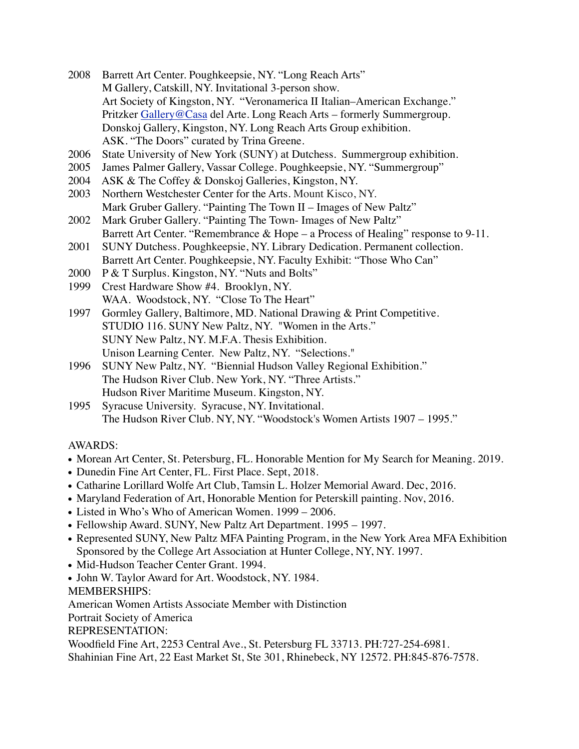2008 Barrett Art Center. Poughkeepsie, NY. “Long Reach Arts”
M Gallery, Catskill, NY. Invitational 3-person show.
Art Society of Kingston, NY. “Veronamerica II Italian–American Exchange.”
Pritzker Gallery@Casa del Arte. Long Reach Arts – formerly Summergroup.
Donskoj Gallery, Kingston, NY. Long Reach Arts Group exhibition.
ASK. “The Doors” curated by Trina Greene.

2006 State University of New York (SUNY) at Dutchess. Summergroup exhibition.

2005 James Palmer Gallery, Vassar College. Poughkeepsie, NY. “Summergroup”

2004 ASK & The Coffey & Donskoj Galleries, Kingston, NY.

2003 Northern Westchester Center for the Arts. Mount Kisco, NY.
Mark Gruber Gallery. “Painting The Town II – Images of New Paltz”

2002 Mark Gruber Gallery. “Painting The Town- Images of New Paltz”
Barrett Art Center. “Remembrance & Hope – a Process of Healing” response to 9-11.

2001 SUNY Dutchess. Poughkeepsie, NY. Library Dedication. Permanent collection.
Barrett Art Center. Poughkeepsie, NY. Faculty Exhibit: “Those Who Can”

2000 P & T Surplus. Kingston, NY. “Nuts and Bolts”

1999 Crest Hardware Show #4. Brooklyn, NY.
WAA. Woodstock, NY. “Close To The Heart”

1997 Gormley Gallery, Baltimore, MD. National Drawing & Print Competitive.
STUDIO 116. SUNY New Paltz, NY. "Women in the Arts."
SUNY New Paltz, NY. M.F.A. Thesis Exhibition.
Unison Learning Center. New Paltz, NY. “Selections."

1996 SUNY New Paltz, NY. “Biennial Hudson Valley Regional Exhibition.”
The Hudson River Club. New York, NY. “Three Artists.”
Hudson River Maritime Museum. Kingston, NY.

1995 Syracuse University. Syracuse, NY. Invitational.
The Hudson River Club. NY, NY. “Woodstock's Women Artists 1907 – 1995.”

AWARDS:

- Morean Art Center, St. Petersburg, FL. Honorable Mention for My Search for Meaning. 2019.
- Dunedin Fine Art Center, FL. First Place. Sept, 2018.
- Catharine Lorillard Wolfe Art Club, Tamsin L. Holzer Memorial Award. Dec, 2016.
- Maryland Federation of Art, Honorable Mention for Peterskill painting. Nov, 2016.
- Listed in Who’s Who of American Women. 1999 – 2006.
- Fellowship Award. SUNY, New Paltz Art Department. 1995 – 1997.
- Represented SUNY, New Paltz MFA Painting Program, in the New York Area MFA Exhibition Sponsored by the College Art Association at Hunter College, NY, NY. 1997.
- Mid-Hudson Teacher Center Grant. 1994.
- John W. Taylor Award for Art. Woodstock, NY. 1984.

MEMBERSHIPS:

American Women Artists Associate Member with Distinction
Portrait Society of America

REPRESENTATION:

Woodfield Fine Art, 2253 Central Ave., St. Petersburg FL 33713. PH:727-254-6981.
Shahinian Fine Art, 22 East Market St, Ste 301, Rhinebeck, NY 12572. PH:845-876-7578.